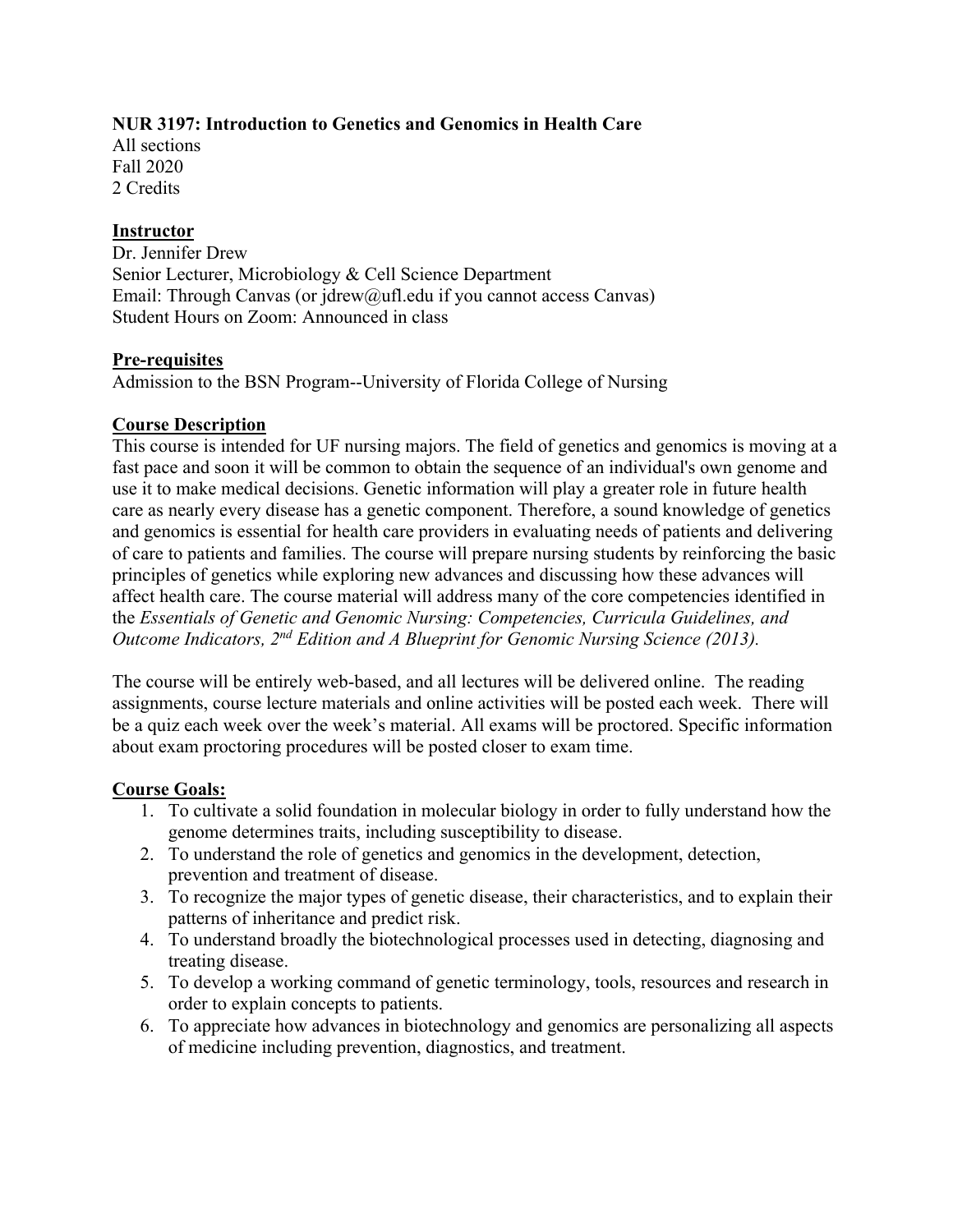**NUR 3197: Introduction to Genetics and Genomics in Health Care**
All sections
Fall 2020
2 Credits

## Instructor

Dr. Jennifer Drew
Senior Lecturer, Microbiology & Cell Science Department
Email: Through Canvas (or jdrew@ufl.edu if you cannot access Canvas)
Student Hours on Zoom: Announced in class

## Pre-requisites

Admission to the BSN Program--University of Florida College of Nursing

## Course Description

This course is intended for UF nursing majors. The field of genetics and genomics is moving at a fast pace and soon it will be common to obtain the sequence of an individual's own genome and use it to make medical decisions. Genetic information will play a greater role in future health care as nearly every disease has a genetic component. Therefore, a sound knowledge of genetics and genomics is essential for health care providers in evaluating needs of patients and delivering of care to patients and families. The course will prepare nursing students by reinforcing the basic principles of genetics while exploring new advances and discussing how these advances will affect health care. The course material will address many of the core competencies identified in the *Essentials of Genetic and Genomic Nursing: Competencies, Curricula Guidelines, and Outcome Indicators, 2nd Edition and A Blueprint for Genomic Nursing Science (2013).*

The course will be entirely web-based, and all lectures will be delivered online. The reading assignments, course lecture materials and online activities will be posted each week. There will be a quiz each week over the week's material. All exams will be proctored. Specific information about exam proctoring procedures will be posted closer to exam time.

## Course Goals:

1. To cultivate a solid foundation in molecular biology in order to fully understand how the genome determines traits, including susceptibility to disease.
2. To understand the role of genetics and genomics in the development, detection, prevention and treatment of disease.
3. To recognize the major types of genetic disease, their characteristics, and to explain their patterns of inheritance and predict risk.
4. To understand broadly the biotechnological processes used in detecting, diagnosing and treating disease.
5. To develop a working command of genetic terminology, tools, resources and research in order to explain concepts to patients.
6. To appreciate how advances in biotechnology and genomics are personalizing all aspects of medicine including prevention, diagnostics, and treatment.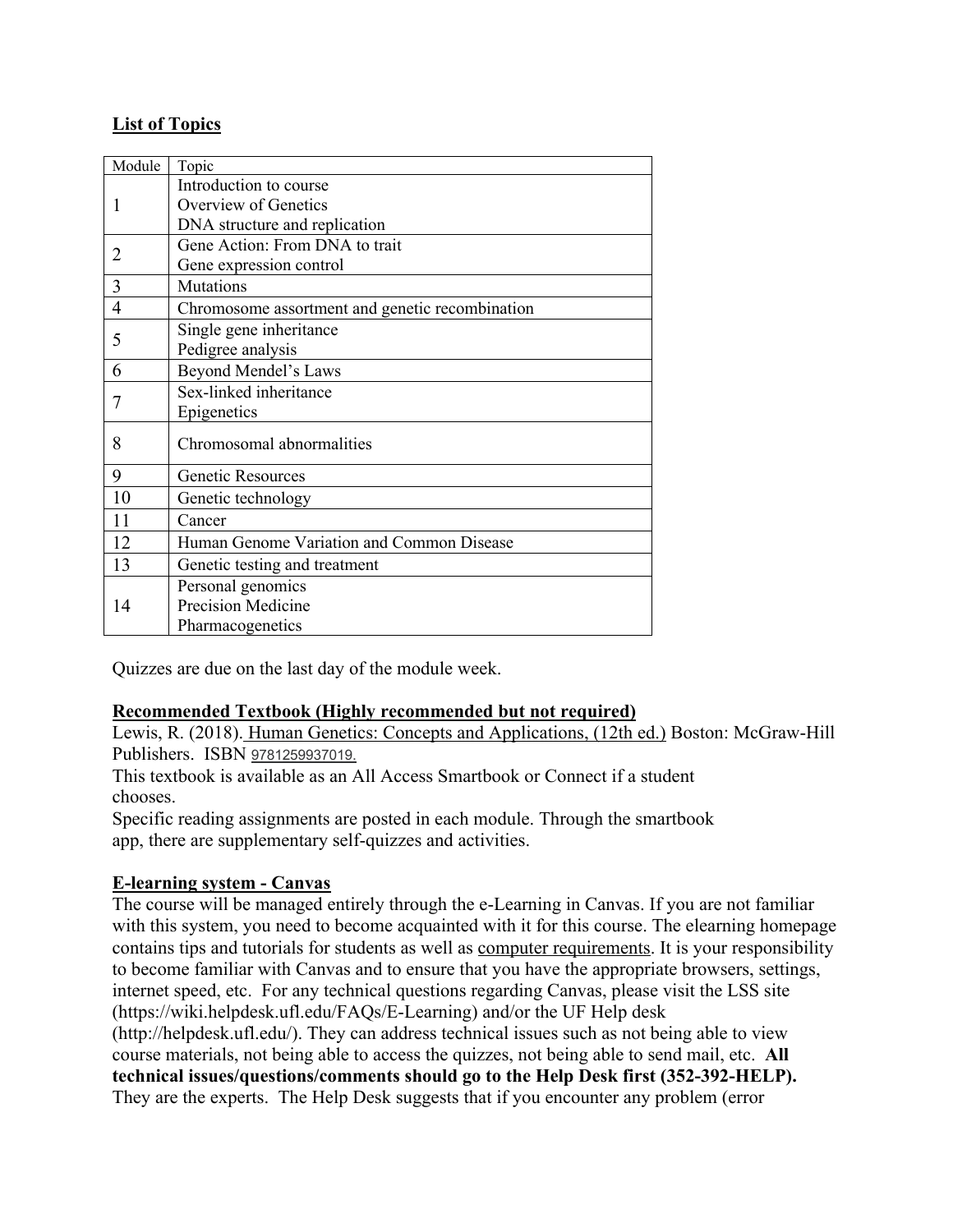## List of Topics

| Module | Topic |
|---|---|
| 1 | Introduction to course<br>Overview of Genetics<br>DNA structure and replication |
| 2 | Gene Action: From DNA to trait<br>Gene expression control |
| 3 | Mutations |
| 4 | Chromosome assortment and genetic recombination |
| 5 | Single gene inheritance<br>Pedigree analysis |
| 6 | Beyond Mendel's Laws |
| 7 | Sex-linked inheritance<br>Epigenetics |
| 8 | Chromosomal abnormalities |
| 9 | Genetic Resources |
| 10 | Genetic technology |
| 11 | Cancer |
| 12 | Human Genome Variation and Common Disease |
| 13 | Genetic testing and treatment |
| 14 | Personal genomics<br>Precision Medicine<br>Pharmacogenetics |

Quizzes are due on the last day of the module week.

## Recommended Textbook (Highly recommended but not required)

Lewis, R. (2018). Human Genetics: Concepts and Applications, (12th ed.) Boston: McGraw-Hill Publishers. ISBN 9781259937019.

This textbook is available as an All Access Smartbook or Connect if a student chooses.

Specific reading assignments are posted in each module. Through the smartbook app, there are supplementary self-quizzes and activities.

## E-learning system - Canvas

The course will be managed entirely through the e-Learning in Canvas. If you are not familiar with this system, you need to become acquainted with it for this course. The elearning homepage contains tips and tutorials for students as well as computer requirements. It is your responsibility to become familiar with Canvas and to ensure that you have the appropriate browsers, settings, internet speed, etc. For any technical questions regarding Canvas, please visit the LSS site (https://wiki.helpdesk.ufl.edu/FAQs/E-Learning) and/or the UF Help desk (http://helpdesk.ufl.edu/). They can address technical issues such as not being able to view course materials, not being able to access the quizzes, not being able to send mail, etc. **All technical issues/questions/comments should go to the Help Desk first (352-392-HELP).** They are the experts. The Help Desk suggests that if you encounter any problem (error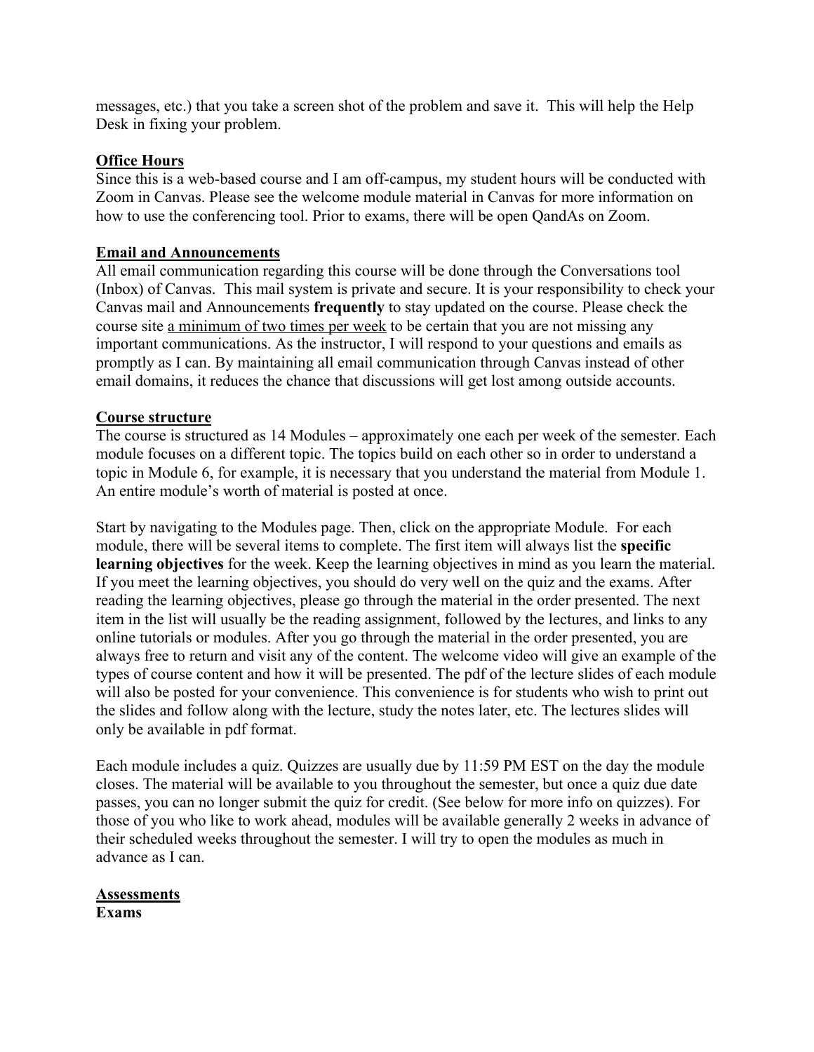messages, etc.) that you take a screen shot of the problem and save it. This will help the Help Desk in fixing your problem.

## <u>Office Hours</u>

Since this is a web-based course and I am off-campus, my student hours will be conducted with Zoom in Canvas. Please see the welcome module material in Canvas for more information on how to use the conferencing tool. Prior to exams, there will be open QandAs on Zoom.

## <u>Email and Announcements</u>

All email communication regarding this course will be done through the Conversations tool (Inbox) of Canvas. This mail system is private and secure. It is your responsibility to check your Canvas mail and Announcements **frequently** to stay updated on the course. Please check the course site <u>a minimum of two times per week</u> to be certain that you are not missing any important communications. As the instructor, I will respond to your questions and emails as promptly as I can. By maintaining all email communication through Canvas instead of other email domains, it reduces the chance that discussions will get lost among outside accounts.

## <u>Course structure</u>

The course is structured as 14 Modules – approximately one each per week of the semester. Each module focuses on a different topic. The topics build on each other so in order to understand a topic in Module 6, for example, it is necessary that you understand the material from Module 1. An entire module's worth of material is posted at once.

Start by navigating to the Modules page. Then, click on the appropriate Module. For each module, there will be several items to complete. The first item will always list the **specific learning objectives** for the week. Keep the learning objectives in mind as you learn the material. If you meet the learning objectives, you should do very well on the quiz and the exams. After reading the learning objectives, please go through the material in the order presented. The next item in the list will usually be the reading assignment, followed by the lectures, and links to any online tutorials or modules. After you go through the material in the order presented, you are always free to return and visit any of the content. The welcome video will give an example of the types of course content and how it will be presented. The pdf of the lecture slides of each module will also be posted for your convenience. This convenience is for students who wish to print out the slides and follow along with the lecture, study the notes later, etc. The lectures slides will only be available in pdf format.

Each module includes a quiz. Quizzes are usually due by 11:59 PM EST on the day the module closes. The material will be available to you throughout the semester, but once a quiz due date passes, you can no longer submit the quiz for credit. (See below for more info on quizzes). For those of you who like to work ahead, modules will be available generally 2 weeks in advance of their scheduled weeks throughout the semester. I will try to open the modules as much in advance as I can.

## <u>Assessments</u>

### Exams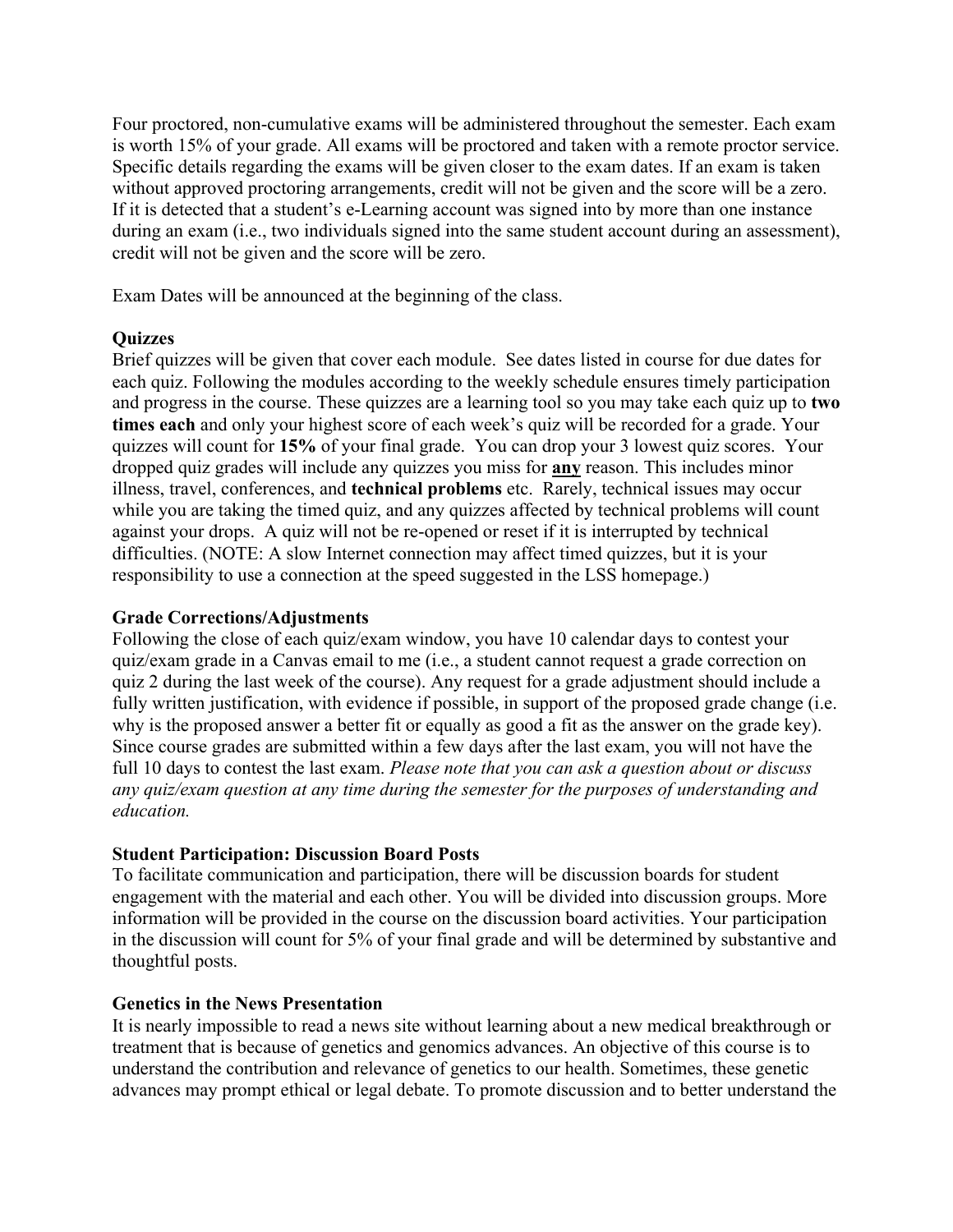Four proctored, non-cumulative exams will be administered throughout the semester. Each exam is worth 15% of your grade. All exams will be proctored and taken with a remote proctor service. Specific details regarding the exams will be given closer to the exam dates. If an exam is taken without approved proctoring arrangements, credit will not be given and the score will be a zero. If it is detected that a student's e-Learning account was signed into by more than one instance during an exam (i.e., two individuals signed into the same student account during an assessment), credit will not be given and the score will be zero.

Exam Dates will be announced at the beginning of the class.

### Quizzes

Brief quizzes will be given that cover each module. See dates listed in course for due dates for each quiz. Following the modules according to the weekly schedule ensures timely participation and progress in the course. These quizzes are a learning tool so you may take each quiz up to **two times each** and only your highest score of each week's quiz will be recorded for a grade. Your quizzes will count for **15%** of your final grade. You can drop your 3 lowest quiz scores. Your dropped quiz grades will include any quizzes you miss for **<u>any</u>** reason. This includes minor illness, travel, conferences, and **technical problems** etc. Rarely, technical issues may occur while you are taking the timed quiz, and any quizzes affected by technical problems will count against your drops. A quiz will not be re-opened or reset if it is interrupted by technical difficulties. (NOTE: A slow Internet connection may affect timed quizzes, but it is your responsibility to use a connection at the speed suggested in the LSS homepage.)

### Grade Corrections/Adjustments

Following the close of each quiz/exam window, you have 10 calendar days to contest your quiz/exam grade in a Canvas email to me (i.e., a student cannot request a grade correction on quiz 2 during the last week of the course). Any request for a grade adjustment should include a fully written justification, with evidence if possible, in support of the proposed grade change (i.e. why is the proposed answer a better fit or equally as good a fit as the answer on the grade key). Since course grades are submitted within a few days after the last exam, you will not have the full 10 days to contest the last exam. *Please note that you can ask a question about or discuss any quiz/exam question at any time during the semester for the purposes of understanding and education.*

### Student Participation: Discussion Board Posts

To facilitate communication and participation, there will be discussion boards for student engagement with the material and each other. You will be divided into discussion groups. More information will be provided in the course on the discussion board activities. Your participation in the discussion will count for 5% of your final grade and will be determined by substantive and thoughtful posts.

### Genetics in the News Presentation

It is nearly impossible to read a news site without learning about a new medical breakthrough or treatment that is because of genetics and genomics advances. An objective of this course is to understand the contribution and relevance of genetics to our health. Sometimes, these genetic advances may prompt ethical or legal debate. To promote discussion and to better understand the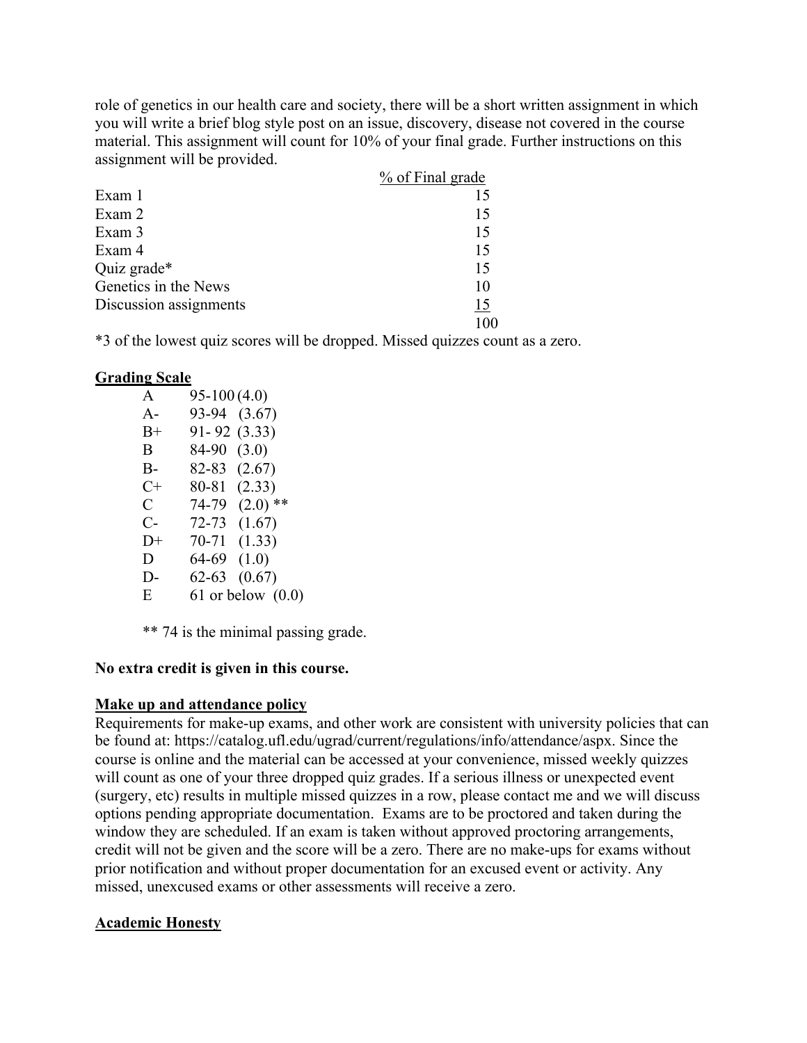role of genetics in our health care and society, there will be a short written assignment in which you will write a brief blog style post on an issue, discovery, disease not covered in the course material. This assignment will count for 10% of your final grade. Further instructions on this assignment will be provided.

| | % of Final grade |
|---|---|
| Exam 1 | 15 |
| Exam 2 | 15 |
| Exam 3 | 15 |
| Exam 4 | 15 |
| Quiz grade* | 15 |
| Genetics in the News | 10 |
| Discussion assignments | 15 |
| | 100 |

*3 of the lowest quiz scores will be dropped. Missed quizzes count as a zero.

## Grading Scale

| | | |
|---|---|---|
| A | 95-100 | (4.0) |
| A- | 93-94 | (3.67) |
| B+ | 91- 92 | (3.33) |
| B | 84-90 | (3.0) |
| B- | 82-83 | (2.67) |
| C+ | 80-81 | (2.33) |
| C | 74-79 | (2.0) ** |
| C- | 72-73 | (1.67) |
| D+ | 70-71 | (1.33) |
| D | 64-69 | (1.0) |
| D- | 62-63 | (0.67) |
| E | 61 or below | (0.0) |

** 74 is the minimal passing grade.

**No extra credit is given in this course.**

## Make up and attendance policy

Requirements for make-up exams, and other work are consistent with university policies that can be found at: https://catalog.ufl.edu/ugrad/current/regulations/info/attendance/aspx. Since the course is online and the material can be accessed at your convenience, missed weekly quizzes will count as one of your three dropped quiz grades. If a serious illness or unexpected event (surgery, etc) results in multiple missed quizzes in a row, please contact me and we will discuss options pending appropriate documentation. Exams are to be proctored and taken during the window they are scheduled. If an exam is taken without approved proctoring arrangements, credit will not be given and the score will be a zero. There are no make-ups for exams without prior notification and without proper documentation for an excused event or activity. Any missed, unexcused exams or other assessments will receive a zero.

## Academic Honesty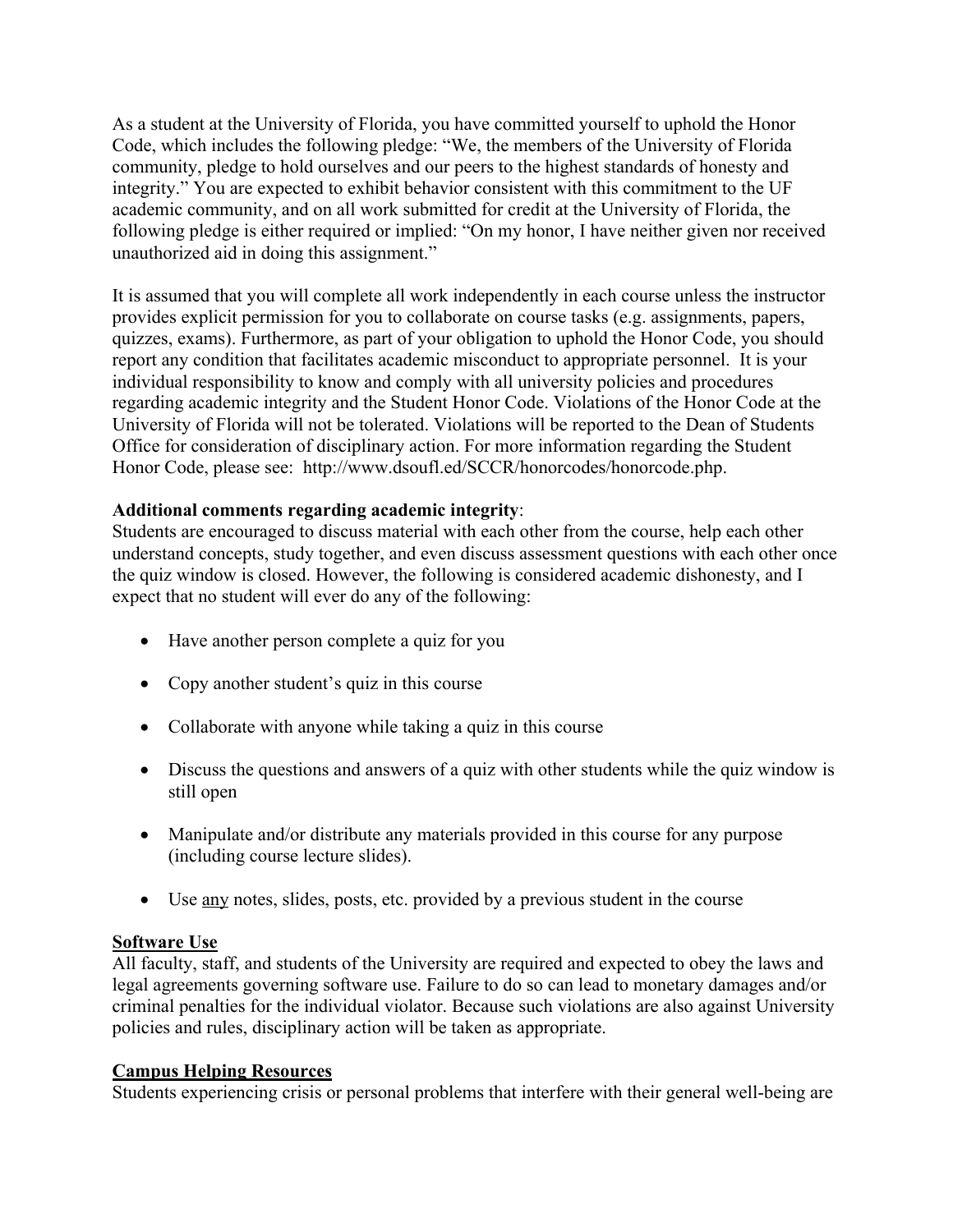As a student at the University of Florida, you have committed yourself to uphold the Honor Code, which includes the following pledge: "We, the members of the University of Florida community, pledge to hold ourselves and our peers to the highest standards of honesty and integrity." You are expected to exhibit behavior consistent with this commitment to the UF academic community, and on all work submitted for credit at the University of Florida, the following pledge is either required or implied: "On my honor, I have neither given nor received unauthorized aid in doing this assignment."

It is assumed that you will complete all work independently in each course unless the instructor provides explicit permission for you to collaborate on course tasks (e.g. assignments, papers, quizzes, exams). Furthermore, as part of your obligation to uphold the Honor Code, you should report any condition that facilitates academic misconduct to appropriate personnel. It is your individual responsibility to know and comply with all university policies and procedures regarding academic integrity and the Student Honor Code. Violations of the Honor Code at the University of Florida will not be tolerated. Violations will be reported to the Dean of Students Office for consideration of disciplinary action. For more information regarding the Student Honor Code, please see: http://www.dsoufl.ed/SCCR/honorcodes/honorcode.php.

**Additional comments regarding academic integrity**:
Students are encouraged to discuss material with each other from the course, help each other understand concepts, study together, and even discuss assessment questions with each other once the quiz window is closed. However, the following is considered academic dishonesty, and I expect that no student will ever do any of the following:

- Have another person complete a quiz for you
- Copy another student's quiz in this course
- Collaborate with anyone while taking a quiz in this course
- Discuss the questions and answers of a quiz with other students while the quiz window is still open
- Manipulate and/or distribute any materials provided in this course for any purpose (including course lecture slides).
- Use <u>any</u> notes, slides, posts, etc. provided by a previous student in the course

**<u>Software Use</u>**
All faculty, staff, and students of the University are required and expected to obey the laws and legal agreements governing software use. Failure to do so can lead to monetary damages and/or criminal penalties for the individual violator. Because such violations are also against University policies and rules, disciplinary action will be taken as appropriate.

**<u>Campus Helping Resources</u>**
Students experiencing crisis or personal problems that interfere with their general well-being are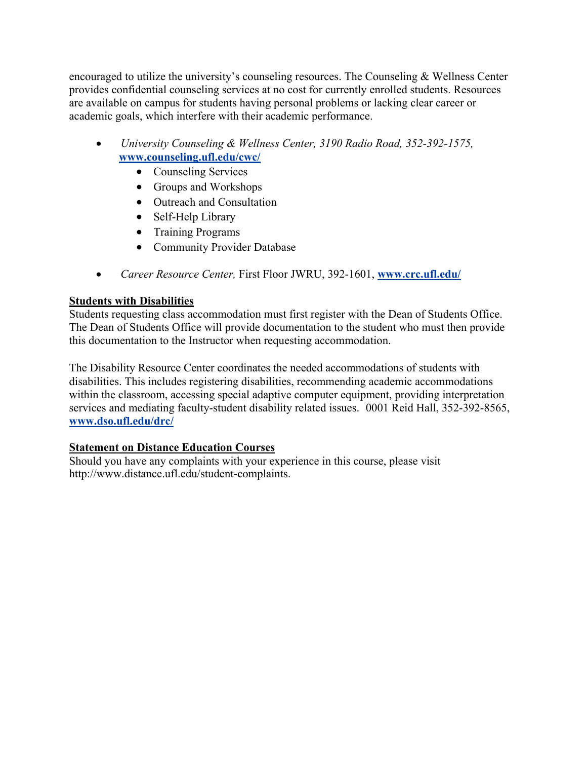encouraged to utilize the university's counseling resources. The Counseling & Wellness Center provides confidential counseling services at no cost for currently enrolled students. Resources are available on campus for students having personal problems or lacking clear career or academic goals, which interfere with their academic performance.

- *University Counseling & Wellness Center, 3190 Radio Road, 352-392-1575,* **[www.counseling.ufl.edu/cwc/](www.counseling.ufl.edu/cwc/)**
  - Counseling Services
  - Groups and Workshops
  - Outreach and Consultation
  - Self-Help Library
  - Training Programs
  - Community Provider Database
- *Career Resource Center,* First Floor JWRU, 392-1601, **[www.crc.ufl.edu/](www.crc.ufl.edu/)**

**Students with Disabilities**

Students requesting class accommodation must first register with the Dean of Students Office. The Dean of Students Office will provide documentation to the student who must then provide this documentation to the Instructor when requesting accommodation.

The Disability Resource Center coordinates the needed accommodations of students with disabilities. This includes registering disabilities, recommending academic accommodations within the classroom, accessing special adaptive computer equipment, providing interpretation services and mediating faculty-student disability related issues. 0001 Reid Hall, 352-392-8565, **[www.dso.ufl.edu/drc/](www.dso.ufl.edu/drc/)**

**Statement on Distance Education Courses**

Should you have any complaints with your experience in this course, please visit http://www.distance.ufl.edu/student-complaints.